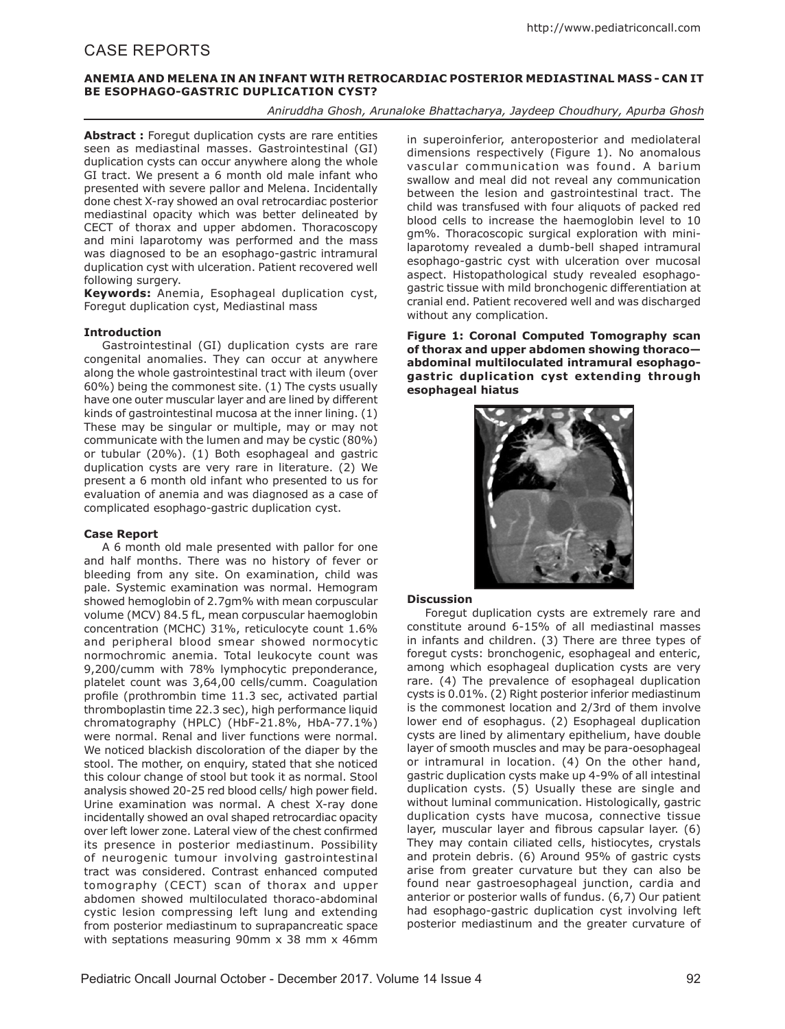# CASE REPORTS

**ANEMIA AND MELENA IN AN INFANT WITH RETROCARDIAC POSTERIOR MEDIASTINAL MASS - CAN IT BE ESOPHAGO-GASTRIC DUPLICATION CYST?**

*Aniruddha Ghosh, Arunaloke Bhattacharya, Jaydeep Choudhury, Apurba Ghosh*

**Abstract :** Foregut duplication cysts are rare entities seen as mediastinal masses. Gastrointestinal (GI) duplication cysts can occur anywhere along the whole GI tract. We present a 6 month old male infant who presented with severe pallor and Melena. Incidentally done chest X-ray showed an oval retrocardiac posterior mediastinal opacity which was better delineated by CECT of thorax and upper abdomen. Thoracoscopy and mini laparotomy was performed and the mass was diagnosed to be an esophago-gastric intramural duplication cyst with ulceration. Patient recovered well following surgery.

**Keywords:** Anemia, Esophageal duplication cyst, Foregut duplication cyst, Mediastinal mass

## Introduction

Gastrointestinal (GI) duplication cysts are rare congenital anomalies. They can occur at anywhere along the whole gastrointestinal tract with ileum (over 60%) being the commonest site. (1) The cysts usually have one outer muscular layer and are lined by different kinds of gastrointestinal mucosa at the inner lining. (1) These may be singular or multiple, may or may not communicate with the lumen and may be cystic (80%) or tubular (20%). (1) Both esophageal and gastric duplication cysts are very rare in literature. (2) We present a 6 month old infant who presented to us for evaluation of anemia and was diagnosed as a case of complicated esophago-gastric duplication cyst.

## Case Report

A 6 month old male presented with pallor for one and half months. There was no history of fever or bleeding from any site. On examination, child was pale. Systemic examination was normal. Hemogram showed hemoglobin of 2.7gm% with mean corpuscular volume (MCV) 84.5 fL, mean corpuscular haemoglobin concentration (MCHC) 31%, reticulocyte count 1.6% and peripheral blood smear showed normocytic normochromic anemia. Total leukocyte count was 9,200/cumm with 78% lymphocytic preponderance, platelet count was 3,64,00 cells/cumm. Coagulation profile (prothrombin time 11.3 sec, activated partial thromboplastin time 22.3 sec), high performance liquid chromatography (HPLC) (HbF-21.8%, HbA-77.1%) were normal. Renal and liver functions were normal. We noticed blackish discoloration of the diaper by the stool. The mother, on enquiry, stated that she noticed this colour change of stool but took it as normal. Stool analysis showed 20-25 red blood cells/ high power field. Urine examination was normal. A chest X-ray done incidentally showed an oval shaped retrocardiac opacity over left lower zone. Lateral view of the chest confirmed its presence in posterior mediastinum. Possibility of neurogenic tumour involving gastrointestinal tract was considered. Contrast enhanced computed tomography (CECT) scan of thorax and upper abdomen showed multiloculated thoraco-abdominal cystic lesion compressing left lung and extending from posterior mediastinum to suprapancreatic space with septations measuring 90mm x 38 mm x 46mm in superoinferior, anteroposterior and mediolateral dimensions respectively (Figure 1). No anomalous vascular communication was found. A barium swallow and meal did not reveal any communication between the lesion and gastrointestinal tract. The child was transfused with four aliquots of packed red blood cells to increase the haemoglobin level to 10 gm%. Thoracoscopic surgical exploration with mini-laparotomy revealed a dumb-bell shaped intramural esophago-gastric cyst with ulceration over mucosal aspect. Histopathological study revealed esophago-gastric tissue with mild bronchogenic differentiation at cranial end. Patient recovered well and was discharged without any complication.

**Figure 1: Coronal Computed Tomography scan of thorax and upper abdomen showing thoraco—abdominal multiloculated intramural esophago-gastric duplication cyst extending through esophageal hiatus**

## Discussion

Foregut duplication cysts are extremely rare and constitute around 6-15% of all mediastinal masses in infants and children. (3) There are three types of foregut cysts: bronchogenic, esophageal and enteric, among which esophageal duplication cysts are very rare. (4) The prevalence of esophageal duplication cysts is 0.01%. (2) Right posterior inferior mediastinum is the commonest location and 2/3rd of them involve lower end of esophagus. (2) Esophageal duplication cysts are lined by alimentary epithelium, have double layer of smooth muscles and may be para-oesophageal or intramural in location. (4) On the other hand, gastric duplication cysts make up 4-9% of all intestinal duplication cysts. (5) Usually these are single and without luminal communication. Histologically, gastric duplication cysts have mucosa, connective tissue layer, muscular layer and fibrous capsular layer. (6) They may contain ciliated cells, histiocytes, crystals and protein debris. (6) Around 95% of gastric cysts arise from greater curvature but they can also be found near gastroesophageal junction, cardia and anterior or posterior walls of fundus. (6,7) Our patient had esophago-gastric duplication cyst involving left posterior mediastinum and the greater curvature of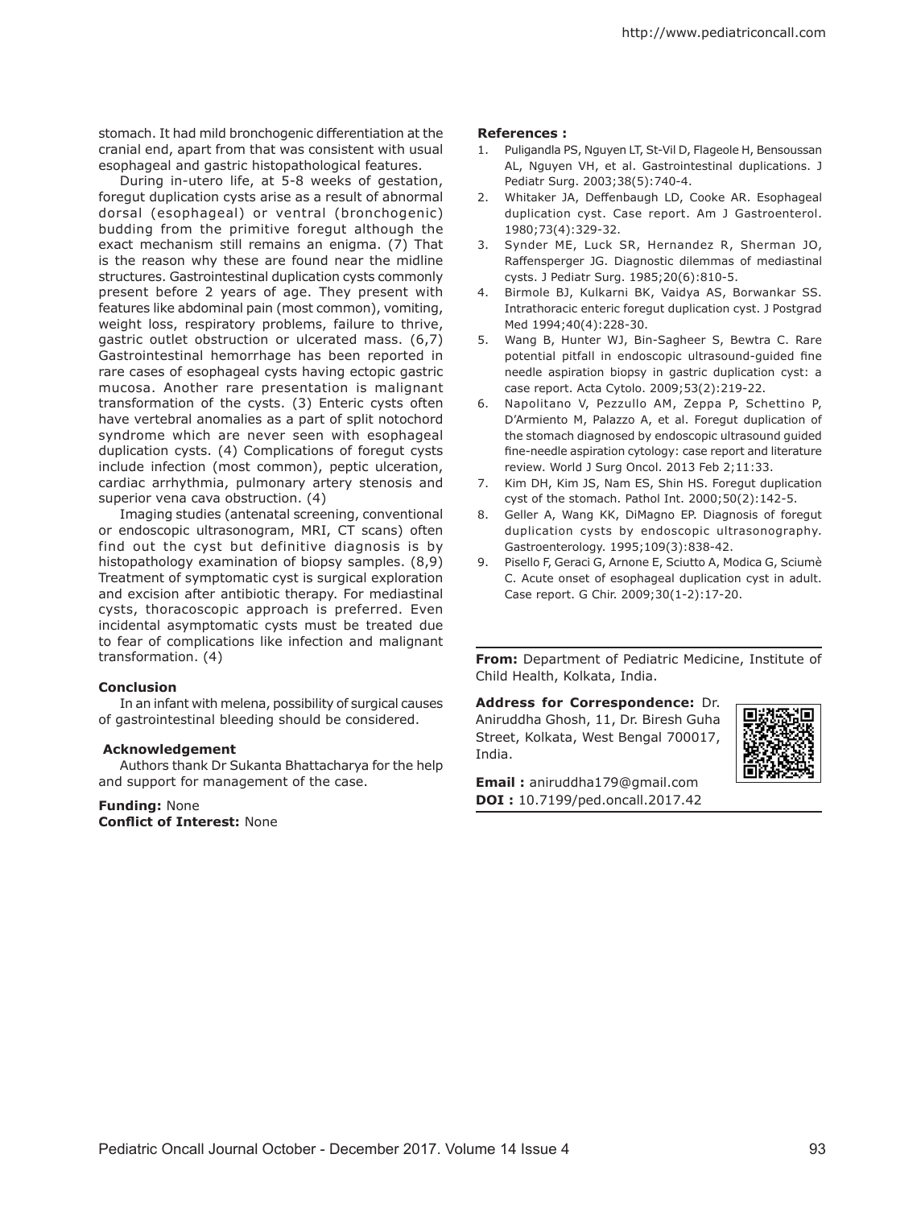stomach. It had mild bronchogenic differentiation at the cranial end, apart from that was consistent with usual esophageal and gastric histopathological features.

During in-utero life, at 5-8 weeks of gestation, foregut duplication cysts arise as a result of abnormal dorsal (esophageal) or ventral (bronchogenic) budding from the primitive foregut although the exact mechanism still remains an enigma. (7) That is the reason why these are found near the midline structures. Gastrointestinal duplication cysts commonly present before 2 years of age. They present with features like abdominal pain (most common), vomiting, weight loss, respiratory problems, failure to thrive, gastric outlet obstruction or ulcerated mass. (6,7) Gastrointestinal hemorrhage has been reported in rare cases of esophageal cysts having ectopic gastric mucosa. Another rare presentation is malignant transformation of the cysts. (3) Enteric cysts often have vertebral anomalies as a part of split notochord syndrome which are never seen with esophageal duplication cysts. (4) Complications of foregut cysts include infection (most common), peptic ulceration, cardiac arrhythmia, pulmonary artery stenosis and superior vena cava obstruction. (4)

Imaging studies (antenatal screening, conventional or endoscopic ultrasonogram, MRI, CT scans) often find out the cyst but definitive diagnosis is by histopathology examination of biopsy samples. (8,9) Treatment of symptomatic cyst is surgical exploration and excision after antibiotic therapy. For mediastinal cysts, thoracoscopic approach is preferred. Even incidental asymptomatic cysts must be treated due to fear of complications like infection and malignant transformation. (4)

#### Conclusion

In an infant with melena, possibility of surgical causes of gastrointestinal bleeding should be considered.

#### Acknowledgement

Authors thank Dr Sukanta Bhattacharya for the help and support for management of the case.

**Funding:** None
**Conflict of Interest:** None

#### References :

1. Puligandla PS, Nguyen LT, St-Vil D, Flageole H, Bensoussan AL, Nguyen VH, et al. Gastrointestinal duplications. J Pediatr Surg. 2003;38(5):740-4.
2. Whitaker JA, Deffenbaugh LD, Cooke AR. Esophageal duplication cyst. Case report. Am J Gastroenterol. 1980;73(4):329-32.
3. Synder ME, Luck SR, Hernandez R, Sherman JO, Raffensperger JG. Diagnostic dilemmas of mediastinal cysts. J Pediatr Surg. 1985;20(6):810-5.
4. Birmole BJ, Kulkarni BK, Vaidya AS, Borwankar SS. Intrathoracic enteric foregut duplication cyst. J Postgrad Med 1994;40(4):228-30.
5. Wang B, Hunter WJ, Bin-Sagheer S, Bewtra C. Rare potential pitfall in endoscopic ultrasound-guided fine needle aspiration biopsy in gastric duplication cyst: a case report. Acta Cytolo. 2009;53(2):219-22.
6. Napolitano V, Pezzullo AM, Zeppa P, Schettino P, D'Armiento M, Palazzo A, et al. Foregut duplication of the stomach diagnosed by endoscopic ultrasound guided fine-needle aspiration cytology: case report and literature review. World J Surg Oncol. 2013 Feb 2;11:33.
7. Kim DH, Kim JS, Nam ES, Shin HS. Foregut duplication cyst of the stomach. Pathol Int. 2000;50(2):142-5.
8. Geller A, Wang KK, DiMagno EP. Diagnosis of foregut duplication cysts by endoscopic ultrasonography. Gastroenterology. 1995;109(3):838-42.
9. Pisello F, Geraci G, Arnone E, Sciutto A, Modica G, Sciumè C. Acute onset of esophageal duplication cyst in adult. Case report. G Chir. 2009;30(1-2):17-20.

**From:** Department of Pediatric Medicine, Institute of Child Health, Kolkata, India.

**Address for Correspondence:** Dr. Aniruddha Ghosh, 11, Dr. Biresh Guha Street, Kolkata, West Bengal 700017, India.

**Email :** aniruddha179@gmail.com
**DOI :** 10.7199/ped.oncall.2017.42